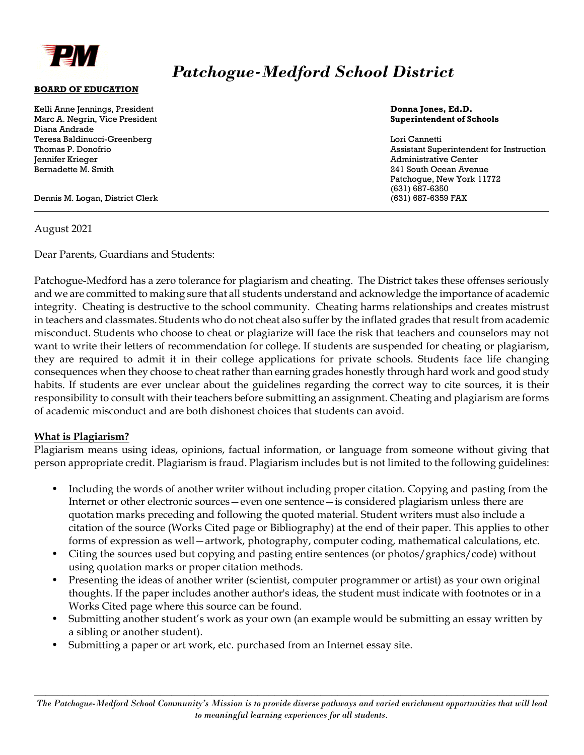# *Patchogue-Medford School District*

**BOARD OF EDUCATION**

Kelli Anne Jennings, President
Marc A. Negrin, Vice President
Diana Andrade
Teresa Baldinucci-Greenberg
Thomas P. Donofrio
Jennifer Krieger
Bernadette M. Smith

Dennis M. Logan, District Clerk

**Donna Jones, Ed.D.**
**Superintendent of Schools**

Lori Cannetti
Assistant Superintendent for Instruction
Administrative Center
241 South Ocean Avenue
Patchogue, New York 11772
(631) 687-6350
(631) 687-6359 FAX

---

August 2021

Dear Parents, Guardians and Students:

Patchogue-Medford has a zero tolerance for plagiarism and cheating. The District takes these offenses seriously and we are committed to making sure that all students understand and acknowledge the importance of academic integrity. Cheating is destructive to the school community. Cheating harms relationships and creates mistrust in teachers and classmates. Students who do not cheat also suffer by the inflated grades that result from academic misconduct. Students who choose to cheat or plagiarize will face the risk that teachers and counselors may not want to write their letters of recommendation for college. If students are suspended for cheating or plagiarism, they are required to admit it in their college applications for private schools. Students face life changing consequences when they choose to cheat rather than earning grades honestly through hard work and good study habits. If students are ever unclear about the guidelines regarding the correct way to cite sources, it is their responsibility to consult with their teachers before submitting an assignment. Cheating and plagiarism are forms of academic misconduct and are both dishonest choices that students can avoid.

**<u>What is Plagiarism?</u>**

Plagiarism means using ideas, opinions, factual information, or language from someone without giving that person appropriate credit. Plagiarism is fraud. Plagiarism includes but is not limited to the following guidelines:

- Including the words of another writer without including proper citation. Copying and pasting from the Internet or other electronic sources—even one sentence—is considered plagiarism unless there are quotation marks preceding and following the quoted material. Student writers must also include a citation of the source (Works Cited page or Bibliography) at the end of their paper. This applies to other forms of expression as well—artwork, photography, computer coding, mathematical calculations, etc.
- Citing the sources used but copying and pasting entire sentences (or photos/graphics/code) without using quotation marks or proper citation methods.
- Presenting the ideas of another writer (scientist, computer programmer or artist) as your own original thoughts. If the paper includes another author's ideas, the student must indicate with footnotes or in a Works Cited page where this source can be found.
- Submitting another student's work as your own (an example would be submitting an essay written by a sibling or another student).
- Submitting a paper or art work, etc. purchased from an Internet essay site.

*The Patchogue-Medford School Community's Mission is to provide diverse pathways and varied enrichment opportunities that will lead to meaningful learning experiences for all students.*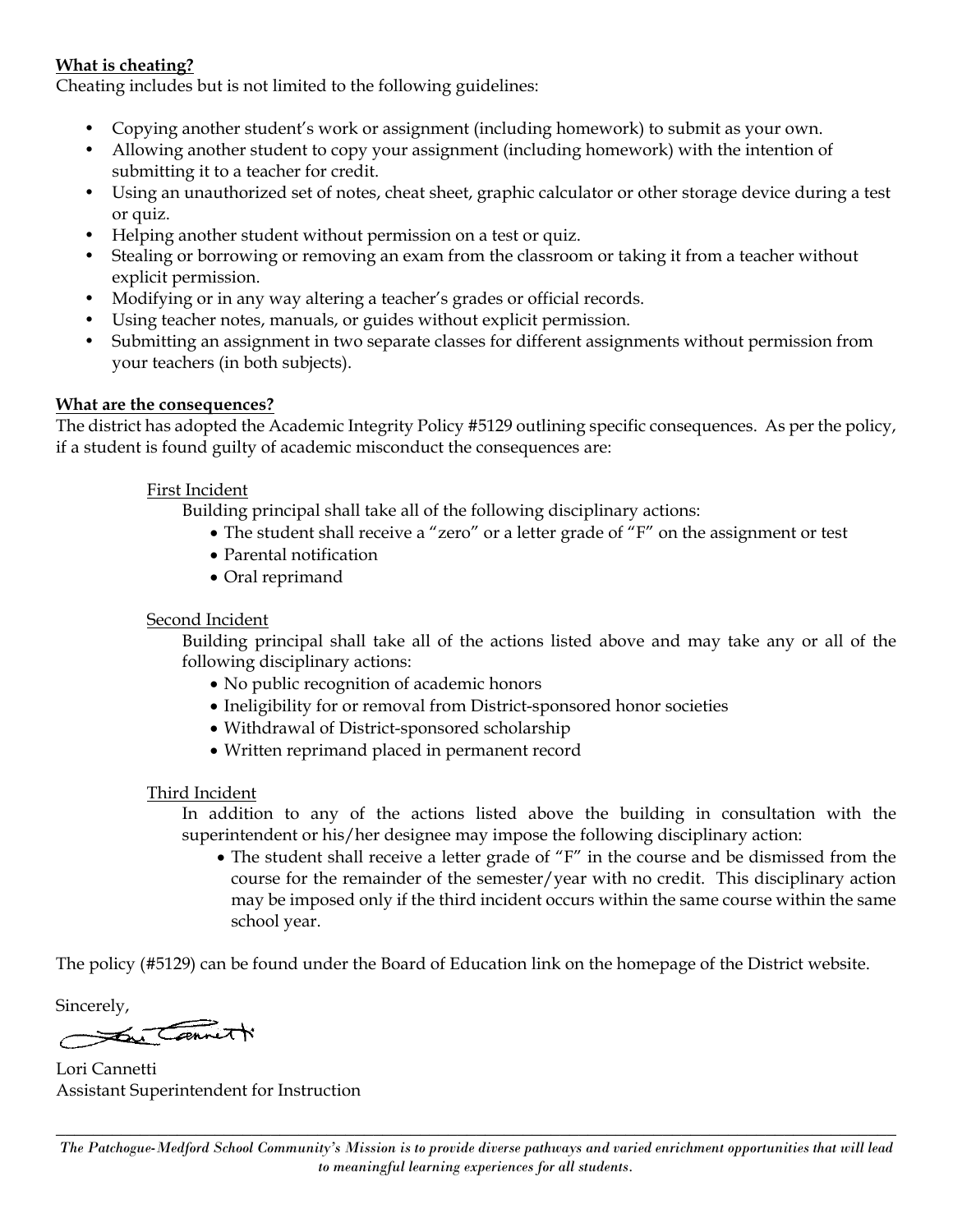**What is cheating?**

Cheating includes but is not limited to the following guidelines:

- Copying another student's work or assignment (including homework) to submit as your own.
- Allowing another student to copy your assignment (including homework) with the intention of submitting it to a teacher for credit.
- Using an unauthorized set of notes, cheat sheet, graphic calculator or other storage device during a test or quiz.
- Helping another student without permission on a test or quiz.
- Stealing or borrowing or removing an exam from the classroom or taking it from a teacher without explicit permission.
- Modifying or in any way altering a teacher's grades or official records.
- Using teacher notes, manuals, or guides without explicit permission.
- Submitting an assignment in two separate classes for different assignments without permission from your teachers (in both subjects).

**What are the consequences?**

The district has adopted the Academic Integrity Policy #5129 outlining specific consequences. As per the policy, if a student is found guilty of academic misconduct the consequences are:

First Incident

Building principal shall take all of the following disciplinary actions:

- The student shall receive a "zero" or a letter grade of "F" on the assignment or test
- Parental notification
- Oral reprimand

Second Incident

Building principal shall take all of the actions listed above and may take any or all of the following disciplinary actions:

- No public recognition of academic honors
- Ineligibility for or removal from District-sponsored honor societies
- Withdrawal of District-sponsored scholarship
- Written reprimand placed in permanent record

Third Incident

In addition to any of the actions listed above the building in consultation with the superintendent or his/her designee may impose the following disciplinary action:

- The student shall receive a letter grade of "F" in the course and be dismissed from the course for the remainder of the semester/year with no credit. This disciplinary action may be imposed only if the third incident occurs within the same course within the same school year.

The policy (#5129) can be found under the Board of Education link on the homepage of the District website.

Sincerely,

Lori Cannetti
Assistant Superintendent for Instruction

*The Patchogue-Medford School Community's Mission is to provide diverse pathways and varied enrichment opportunities that will lead to meaningful learning experiences for all students.*